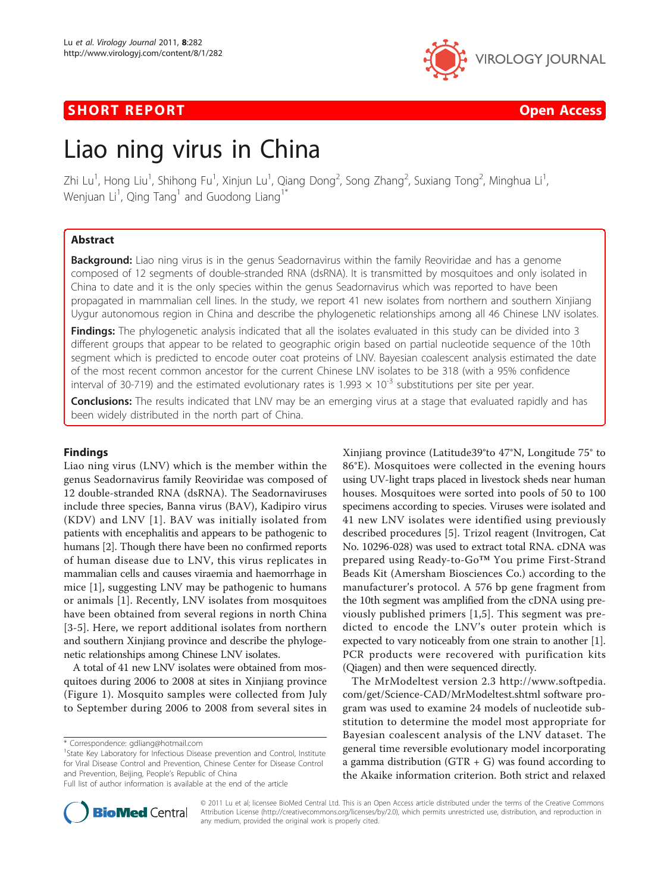SHORT REPORT

Open Access

# Liao ning virus in China

Zhi Lu[1], Hong Liu[1], Shihong Fu[1], Xinjun Lu[1], Qiang Dong[2], Song Zhang[2], Suxiang Tong[2], Minghua Li[1], Wenjuan Li[1], Qing Tang[1] and Guodong Liang[1*]

## Abstract

**Background:** Liao ning virus is in the genus Seadornavirus within the family Reoviridae and has a genome composed of 12 segments of double-stranded RNA (dsRNA). It is transmitted by mosquitoes and only isolated in China to date and it is the only species within the genus Seadornavirus which was reported to have been propagated in mammalian cell lines. In the study, we report 41 new isolates from northern and southern Xinjiang Uygur autonomous region in China and describe the phylogenetic relationships among all 46 Chinese LNV isolates.

**Findings:** The phylogenetic analysis indicated that all the isolates evaluated in this study can be divided into 3 different groups that appear to be related to geographic origin based on partial nucleotide sequence of the 10th segment which is predicted to encode outer coat proteins of LNV. Bayesian coalescent analysis estimated the date of the most recent common ancestor for the current Chinese LNV isolates to be 318 (with a 95% confidence interval of 30-719) and the estimated evolutionary rates is $1.993 \times 10^{-3}$ substitutions per site per year.

**Conclusions:** The results indicated that LNV may be an emerging virus at a stage that evaluated rapidly and has been widely distributed in the north part of China.

## Findings

Liao ning virus (LNV) which is the member within the genus Seadornavirus family Reoviridae was composed of 12 double-stranded RNA (dsRNA). The Seadornaviruses include three species, Banna virus (BAV), Kadipiro virus (KDV) and LNV [1]. BAV was initially isolated from patients with encephalitis and appears to be pathogenic to humans [2]. Though there have been no confirmed reports of human disease due to LNV, this virus replicates in mammalian cells and causes viraemia and haemorrhage in mice [1], suggesting LNV may be pathogenic to humans or animals [1]. Recently, LNV isolates from mosquitoes have been obtained from several regions in north China [3-5]. Here, we report additional isolates from northern and southern Xinjiang province and describe the phylogenetic relationships among Chinese LNV isolates.

A total of 41 new LNV isolates were obtained from mosquitoes during 2006 to 2008 at sites in Xinjiang province (Figure 1). Mosquito samples were collected from July to September during 2006 to 2008 from several sites in Xinjiang province (Latitude39°to 47°N, Longitude 75° to 86°E). Mosquitoes were collected in the evening hours using UV-light traps placed in livestock sheds near human houses. Mosquitoes were sorted into pools of 50 to 100 specimens according to species. Viruses were isolated and 41 new LNV isolates were identified using previously described procedures [5]. Trizol reagent (Invitogen, Cat No. 10296-028) was used to extract total RNA. cDNA was prepared using Ready-to-Go™ You prime First-Strand Beads Kit (Amersham Biosciences Co.) according to the manufacturer's protocol. A 576 bp gene fragment from the 10th segment was amplified from the cDNA using previously published primers [1,5]. This segment was predicted to encode the LNV's outer protein which is expected to vary noticeably from one strain to another [1]. PCR products were recovered with purification kits (Qiagen) and then were sequenced directly.

The MrModeltest version 2.3 http://www.softpedia.com/get/Science-CAD/MrModeltest.shtml software program was used to examine 24 models of nucleotide substitution to determine the model most appropriate for Bayesian coalescent analysis of the LNV dataset. The general time reversible evolutionary model incorporating a gamma distribution (GTR + G) was found according to the Akaike information criterion. Both strict and relaxed

\* Correspondence: gdliang@hotmail.com
[1]State Key Laboratory for Infectious Disease prevention and Control, Institute for Viral Disease Control and Prevention, Chinese Center for Disease Control and Prevention, Beijing, People's Republic of China
Full list of author information is available at the end of the article

© 2011 Lu et al; licensee BioMed Central Ltd. This is an Open Access article distributed under the terms of the Creative Commons Attribution License (http://creativecommons.org/licenses/by/2.0), which permits unrestricted use, distribution, and reproduction in any medium, provided the original work is properly cited.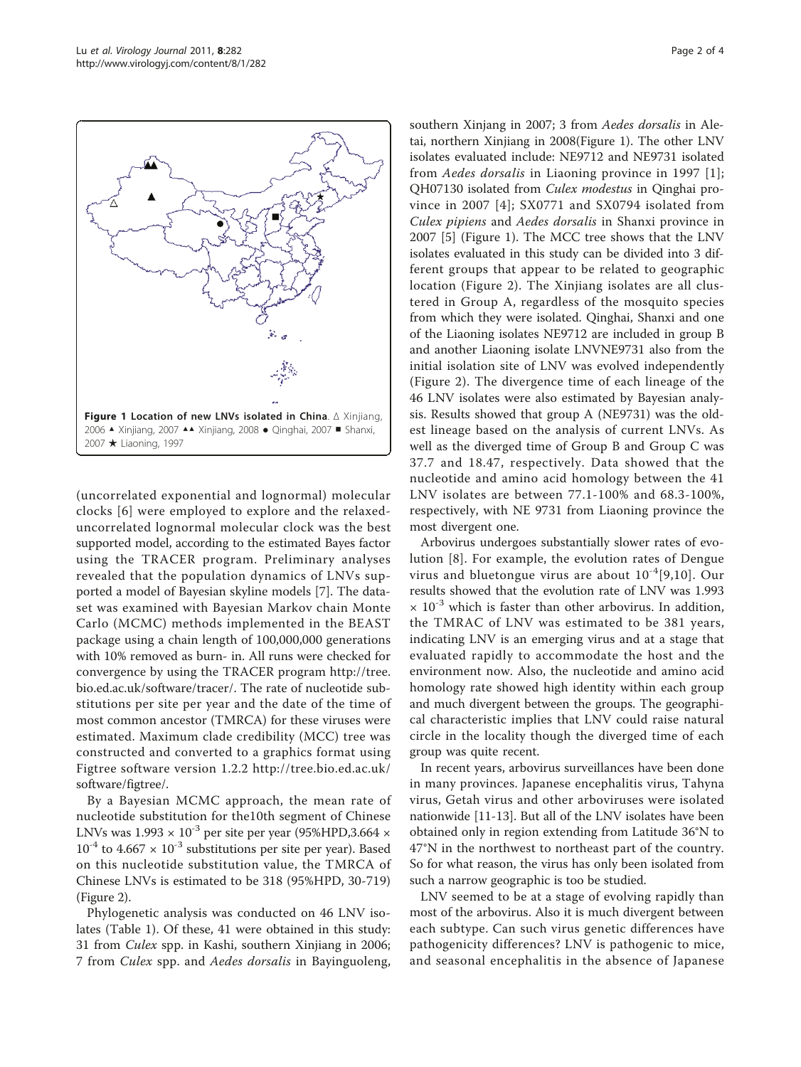**Figure 1 Location of new LNVs isolated in China**. △ Xinjiang, 2006 ▲ Xinjiang, 2007 ▲▲ Xinjiang, 2008 ● Qinghai, 2007 ■ Shanxi, 2007 ★ Liaoning, 1997

(uncorrelated exponential and lognormal) molecular clocks [6] were employed to explore and the relaxed-uncorrelated lognormal molecular clock was the best supported model, according to the estimated Bayes factor using the TRACER program. Preliminary analyses revealed that the population dynamics of LNVs supported a model of Bayesian skyline models [7]. The dataset was examined with Bayesian Markov chain Monte Carlo (MCMC) methods implemented in the BEAST package using a chain length of 100,000,000 generations with 10% removed as burn- in. All runs were checked for convergence by using the TRACER program http://tree.bio.ed.ac.uk/software/tracer/. The rate of nucleotide substitutions per site per year and the date of the time of most common ancestor (TMRCA) for these viruses were estimated. Maximum clade credibility (MCC) tree was constructed and converted to a graphics format using Figtree software version 1.2.2 http://tree.bio.ed.ac.uk/software/figtree/.

By a Bayesian MCMC approach, the mean rate of nucleotide substitution for the10th segment of Chinese LNVs was $1.993 \times 10^{-3}$ per site per year (95%HPD,$3.664 \times 10^{-4}$ to $4.667 \times 10^{-3}$ substitutions per site per year). Based on this nucleotide substitution value, the TMRCA of Chinese LNVs is estimated to be 318 (95%HPD, 30-719) (Figure 2).

Phylogenetic analysis was conducted on 46 LNV isolates (Table 1). Of these, 41 were obtained in this study: 31 from *Culex* spp. in Kashi, southern Xinjiang in 2006; 7 from *Culex* spp. and *Aedes dorsalis* in Bayinguoleng, southern Xinjiang in 2007; 3 from *Aedes dorsalis* in Aletai, northern Xinjiang in 2008(Figure 1). The other LNV isolates evaluated include: NE9712 and NE9731 isolated from *Aedes dorsalis* in Liaoning province in 1997 [1]; QH07130 isolated from *Culex modestus* in Qinghai province in 2007 [4]; SX0771 and SX0794 isolated from *Culex pipiens* and *Aedes dorsalis* in Shanxi province in 2007 [5] (Figure 1). The MCC tree shows that the LNV isolates evaluated in this study can be divided into 3 different groups that appear to be related to geographic location (Figure 2). The Xinjiang isolates are all clustered in Group A, regardless of the mosquito species from which they were isolated. Qinghai, Shanxi and one of the Liaoning isolates NE9712 are included in group B and another Liaoning isolate LNVNE9731 also from the initial isolation site of LNV was evolved independently (Figure 2). The divergence time of each lineage of the 46 LNV isolates were also estimated by Bayesian analysis. Results showed that group A (NE9731) was the oldest lineage based on the analysis of current LNVs. As well as the diverged time of Group B and Group C was 37.7 and 18.47, respectively. Data showed that the nucleotide and amino acid homology between the 41 LNV isolates are between 77.1-100% and 68.3-100%, respectively, with NE 9731 from Liaoning province the most divergent one.

Arbovirus undergoes substantially slower rates of evolution [8]. For example, the evolution rates of Dengue virus and bluetongue virus are about $10^{-4}$[9,10]. Our results showed that the evolution rate of LNV was $1.993 \times 10^{-3}$ which is faster than other arbovirus. In addition, the TMRAC of LNV was estimated to be 381 years, indicating LNV is an emerging virus and at a stage that evaluated rapidly to accommodate the host and the environment now. Also, the nucleotide and amino acid homology rate showed high identity within each group and much divergent between the groups. The geographical characteristic implies that LNV could raise natural circle in the locality though the diverged time of each group was quite recent.

In recent years, arbovirus surveillances have been done in many provinces. Japanese encephalitis virus, Tahyna virus, Getah virus and other arboviruses were isolated nationwide [11-13]. But all of the LNV isolates have been obtained only in region extending from Latitude 36°N to 47°N in the northwest to northeast part of the country. So for what reason, the virus has only been isolated from such a narrow geographic is too be studied.

LNV seemed to be at a stage of evolving rapidly than most of the arbovirus. Also it is much divergent between each subtype. Can such virus genetic differences have pathogenicity differences? LNV is pathogenic to mice, and seasonal encephalitis in the absence of Japanese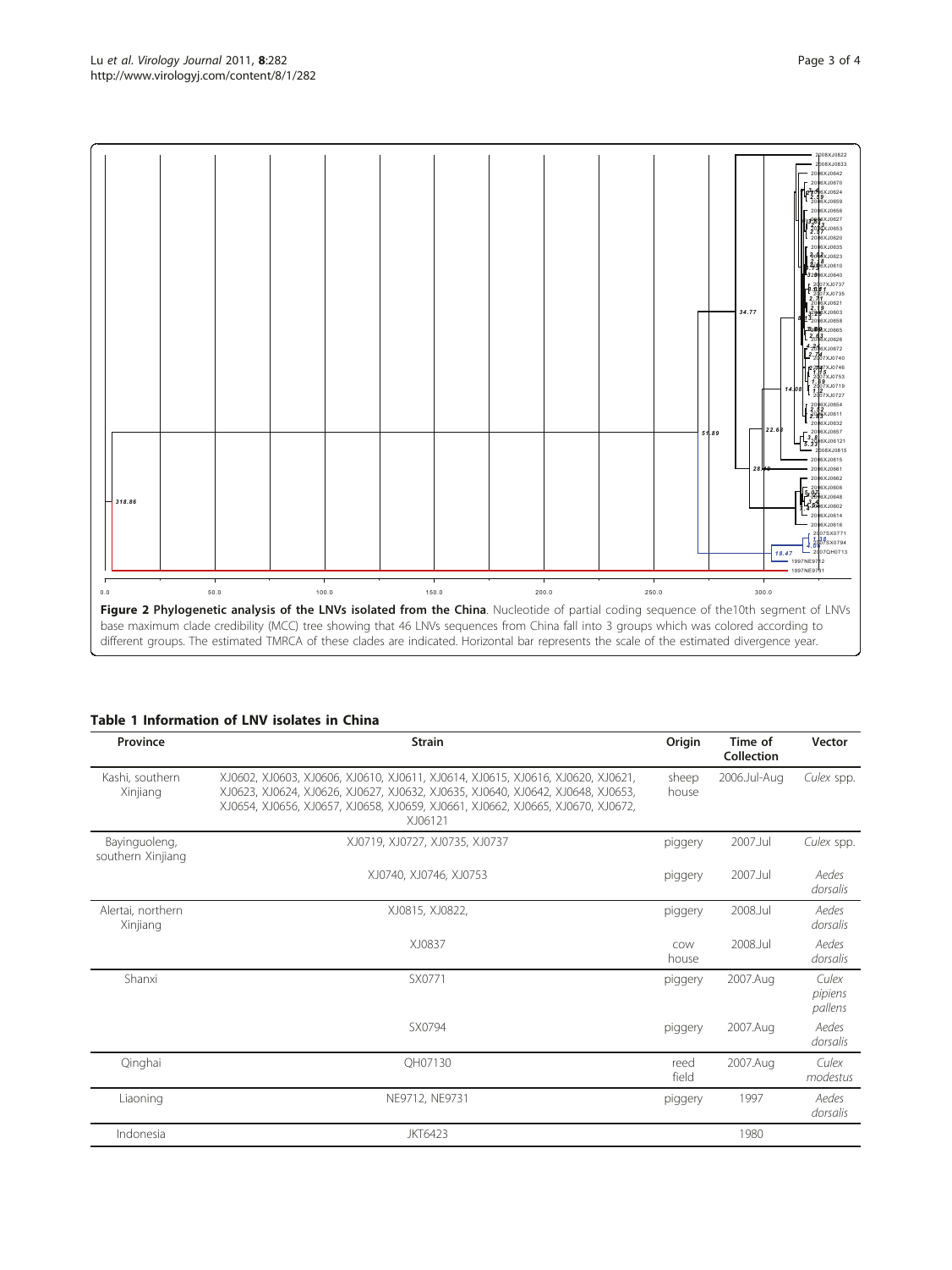**Figure 2 Phylogenetic analysis of the LNVs isolated from the China**. Nucleotide of partial coding sequence of the10th segment of LNVs base maximum clade credibility (MCC) tree showing that 46 LNVs sequences from China fall into 3 groups which was colored according to different groups. The estimated TMRCA of these clades are indicated. Horizontal bar represents the scale of the estimated divergence year.

**Table 1 Information of LNV isolates in China**

| Province | Strain | Origin | Time of Collection | Vector |
|---|---|---|---|---|
| Kashi, southern Xinjiang | XJ0602, XJ0603, XJ0606, XJ0610, XJ0611, XJ0614, XJ0615, XJ0616, XJ0620, XJ0621, XJ0623, XJ0624, XJ0626, XJ0627, XJ0632, XJ0635, XJ0640, XJ0642, XJ0648, XJ0653, XJ0654, XJ0656, XJ0657, XJ0658, XJ0659, XJ0661, XJ0662, XJ0665, XJ0670, XJ0672, XJ06121 | sheep house | 2006.Jul-Aug | *Culex* spp. |
| Bayinguoleng, southern Xinjiang | XJ0719, XJ0727, XJ0735, XJ0737 | piggery | 2007.Jul | *Culex* spp. |
| | XJ0740, XJ0746, XJ0753 | piggery | 2007.Jul | *Aedes dorsalis* |
| Alertai, northern Xinjiang | XJ0815, XJ0822, | piggery | 2008.Jul | *Aedes dorsalis* |
| | XJ0837 | cow house | 2008.Jul | *Aedes dorsalis* |
| Shanxi | SX0771 | piggery | 2007.Aug | *Culex pipiens pallens* |
| | SX0794 | piggery | 2007.Aug | *Aedes dorsalis* |
| Qinghai | QH07130 | reed field | 2007.Aug | *Culex modestus* |
| Liaoning | NE9712, NE9731 | piggery | 1997 | *Aedes dorsalis* |
| Indonesia | JKT6423 | | 1980 | |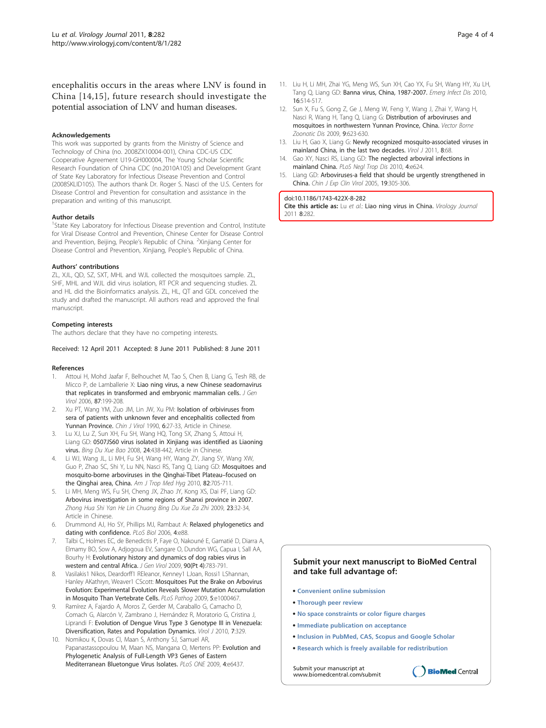encephalitis occurs in the areas where LNV is found in China [14,15], future research should investigate the potential association of LNV and human diseases.

#### Acknowledgements

This work was supported by grants from the Ministry of Science and Technology of China (no. 2008ZX10004-001), China CDC-US CDC Cooperative Agreement U19-GH000004, The Young Scholar Scientific Research Foundation of China CDC (no.2010A105) and Development Grant of State Key Laboratory for Infectious Disease Prevention and Control (2008SKLID105). The authors thank Dr. Roger S. Nasci of the U.S. Centers for Disease Control and Prevention for consultation and assistance in the preparation and writing of this manuscript.

#### Author details

[1]State Key Laboratory for Infectious Disease prevention and Control, Institute for Viral Disease Control and Prevention, Chinese Center for Disease Control and Prevention, Beijing, People's Republic of China. [2]Xinjiang Center for Disease Control and Prevention, Xinjiang, People's Republic of China.

#### Authors' contributions

ZL, XJL, QD, SZ, SXT, MHL and WJL collected the mosquitoes sample. ZL, SHF, MHL and WJL did virus isolation, RT PCR and sequencing studies. ZL and HL did the Bioinformatics analysis. ZL, HL, QT and GDL conceived the study and drafted the manuscript. All authors read and approved the final manuscript.

#### Competing interests

The authors declare that they have no competing interests.

Received: 12 April 2011 Accepted: 8 June 2011 Published: 8 June 2011

#### References

1. Attoui H, Mohd Jaafar F, Belhouchet M, Tao S, Chen B, Liang G, Tesh RB, de Micco P, de Lamballerie X: **Liao ning virus, a new Chinese seadornavirus that replicates in transformed and embryonic mammalian cells.** *J Gen Virol* 2006, **87**:199-208.
2. Xu PT, Wang YM, Zuo JM, Lin JW, Xu PM: **Isolation of orbiviruses from sera of patients with unknown fever and encephalitis collected from Yunnan Province.** *Chin J Virol* 1990, **6**:27-33, Article in Chinese.
3. Lu XJ, Lu Z, Sun XH, Fu SH, Wang HQ, Tong SX, Zhang S, Attoui H, Liang GD: **0507JS60 virus isolated in Xinjiang was identified as Liaoning virus.** *Bing Du Xue Bao* 2008, **24**:438-442, Article in Chinese.
4. Li WJ, Wang JL, Li MH, Fu SH, Wang HY, Wang ZY, Jiang SY, Wang XW, Guo P, Zhao SC, Shi Y, Lu NN, Nasci RS, Tang Q, Liang GD: **Mosquitoes and mosquito-borne arboviruses in the Qinghai-Tibet Plateau–focused on the Qinghai area, China.** *Am J Trop Med Hyg* 2010, **82**:705-711.
5. Li MH, Meng WS, Fu SH, Cheng JX, Zhao JY, Kong XS, Dai PF, Liang GD: **Arbovirus investigation in some regions of Shanxi province in 2007.** *Zhong Hua Shi Yan He Lin Chuang Bing Du Xue Za Zhi* 2009, **23**:32-34, Article in Chinese.
6. Drummond AJ, Ho SY, Phillips MJ, Rambaut A: **Relaxed phylogenetics and dating with confidence.** *PLoS Biol* 2006, **4**:e88.
7. Talbi C, Holmes EC, de Benedictis P, Faye O, Nakouné E, Gamatié D, Diarra A, Elmamy BO, Sow A, Adjogoua EV, Sangare O, Dundon WG, Capua I, Sall AA, Bourhy H: **Evolutionary history and dynamics of dog rabies virus in western and central Africa.** *J Gen Virol* 2009, **90**(Pt 4):783-791.
8. Vasilakis1 Nikos, Deardorff1 REleanor, Kenney1 LJoan, Rossi1 LShannan, Hanley AKathryn, Weaver1 CScott: **Mosquitoes Put the Brake on Arbovirus Evolution: Experimental Evolution Reveals Slower Mutation Accumulation in Mosquito Than Vertebrate Cells.** *PLoS Pathog* 2009, **5**:e1000467.
9. Ramírez A, Fajardo A, Moros Z, Gerder M, Caraballo G, Camacho D, Comach G, Alarcón V, Zambrano J, Hernández R, Moratorio G, Cristina J, Liprandi F: **Evolution of Dengue Virus Type 3 Genotype III in Venezuela: Diversification, Rates and Population Dynamics.** *Virol J* 2010, **7**:329.
10. Nomikou K, Dovas CI, Maan S, Anthony SJ, Samuel AR, Papanastassopoulou M, Maan NS, Mangana O, Mertens PP: **Evolution and Phylogenetic Analysis of Full-Length VP3 Genes of Eastern Mediterranean Bluetongue Virus Isolates.** *PLoS ONE* 2009, **4**:e6437.
11. Liu H, Li MH, Zhai YG, Meng WS, Sun XH, Cao YX, Fu SH, Wang HY, Xu LH, Tang Q, Liang GD: **Banna virus, China, 1987-2007.** *Emerg Infect Dis* 2010, **16**:514-517.
12. Sun X, Fu S, Gong Z, Ge J, Meng W, Feng Y, Wang J, Zhai Y, Wang H, Nasci R, Wang H, Tang Q, Liang G: **Distribution of arboviruses and mosquitoes in northwestern Yunnan Province, China.** *Vector Borne Zoonotic Dis* 2009, **9**:623-630.
13. Liu H, Gao X, Liang G: **Newly recognized mosquito-associated viruses in mainland China, in the last two decades.** *Virol J* 2011, **8**:68.
14. Gao XY, Nasci RS, Liang GD: **The neglected arboviral infections in mainland China.** *PLoS Negl Trop Dis* 2010, **4**:e624.
15. Liang GD: **Arboviruses-a field that should be urgently strengthened in China.** *Chin J Exp Clin Virol* 2005, **19**:305-306.

doi:10.1186/1743-422X-8-282
**Cite this article as:** Lu *et al.*: Liao ning virus in China. *Virology Journal* 2011 **8**:282.

**Submit your next manuscript to BioMed Central and take full advantage of:**

- **Convenient online submission**
- **Thorough peer review**
- **No space constraints or color figure charges**
- **Immediate publication on acceptance**
- **Inclusion in PubMed, CAS, Scopus and Google Scholar**
- **Research which is freely available for redistribution**

Submit your manuscript at www.biomedcentral.com/submit

BioMed Central